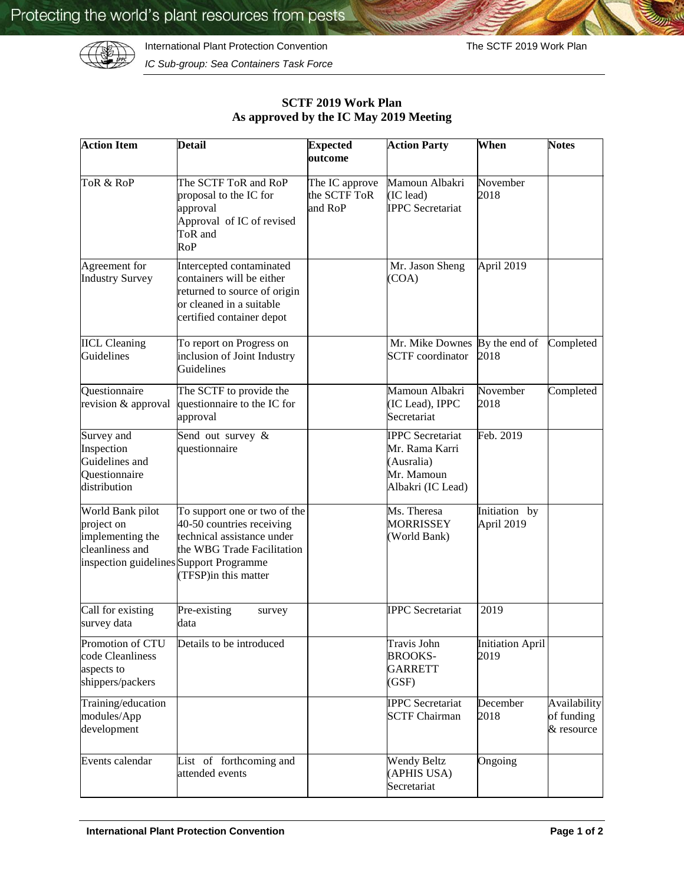# SCTF 2019 Work Plan
## As approved by the IC May 2019 Meeting

| Action Item | Detail | Expected outcome | Action Party | When | Notes |
|---|---|---|---|---|---|
| ToR & RoP | The SCTF ToR and RoP proposal to the IC for approval<br>Approval of IC of revised ToR and RoP | The IC approve the SCTF ToR and RoP | Mamoun Albakri (IC lead)<br>IPPC Secretariat | November 2018 | |
| Agreement for Industry Survey | Intercepted contaminated containers will be either returned to source of origin or cleaned in a suitable certified container depot | | Mr. Jason Sheng (COA) | April 2019 | |
| IICL Cleaning Guidelines | To report on Progress on inclusion of Joint Industry Guidelines | | Mr. Mike Downes SCTF coordinator | By the end of 2018 | Completed |
| Questionnaire revision & approval | The SCTF to provide the questionnaire to the IC for approval | | Mamoun Albakri (IC Lead), IPPC Secretariat | November 2018 | Completed |
| Survey and Inspection Guidelines and Questionnaire distribution | Send out survey & questionnaire | | IPPC Secretariat<br>Mr. Rama Karri (Ausralia)<br>Mr. Mamoun Albakri (IC Lead) | Feb. 2019 | |
| World Bank pilot project on implementing the cleanliness and inspection guidelines | To support one or two of the 40-50 countries receiving technical assistance under the WBG Trade Facilitation Support Programme (TFSP)in this matter | | Ms. Theresa MORRISSEY (World Bank) | Initiation by April 2019 | |
| Call for existing survey data | Pre-existing survey data | | IPPC Secretariat | 2019 | |
| Promotion of CTU code Cleanliness aspects to shippers/packers | Details to be introduced | | Travis John BROOKS-GARRETT (GSF) | Initiation April 2019 | |
| Training/education modules/App development | | | IPPC Secretariat<br>SCTF Chairman | December 2018 | Availability of funding & resource |
| Events calendar | List of forthcoming and attended events | | Wendy Beltz (APHIS USA)<br>Secretariat | Ongoing | |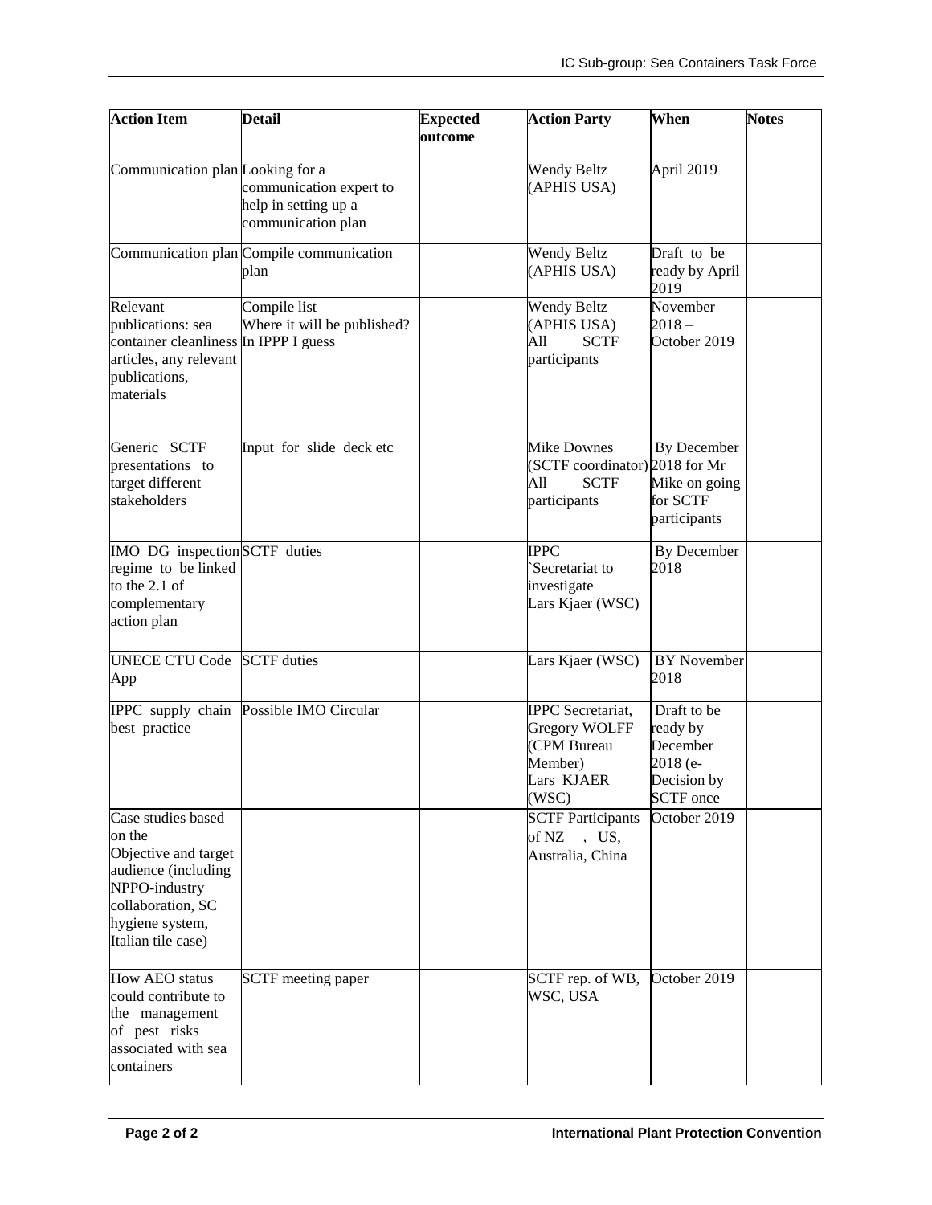| Action Item | Detail | Expected outcome | Action Party | When | Notes |
|---|---|---|---|---|---|
| Communication plan | Looking for a communication expert to help in setting up a communication plan | | Wendy Beltz (APHIS USA) | April 2019 | |
| Communication plan | Compile communication plan | | Wendy Beltz (APHIS USA) | Draft to be ready by April 2019 | |
| Relevant publications: sea container cleanliness articles, any relevant publications, materials | Compile list Where it will be published? In IPPP I guess | | Wendy Beltz (APHIS USA) All SCTF participants | November 2018 – October 2019 | |
| Generic SCTF presentations to target different stakeholders | Input for slide deck etc | | Mike Downes (SCTF coordinator) All SCTF participants | By December 2018 for Mr Mike on going for SCTF participants | |
| IMO DG inspection regime to be linked to the 2.1 of complementary action plan | SCTF duties | | IPPC `Secretariat to investigate Lars Kjaer (WSC) | By December 2018 | |
| UNECE CTU Code App | SCTF duties | | Lars Kjaer (WSC) | BY November 2018 | |
| IPPC supply chain best practice | Possible IMO Circular | | IPPC Secretariat, Gregory WOLFF (CPM Bureau Member) Lars KJAER (WSC) | Draft to be ready by December 2018 (e-Decision by SCTF once | |
| Case studies based on the Objective and target audience (including NPPO-industry collaboration, SC hygiene system, Italian tile case) | | | SCTF Participants of NZ , US, Australia, China | October 2019 | |
| How AEO status could contribute to the management of pest risks associated with sea containers | SCTF meeting paper | | SCTF rep. of WB, WSC, USA | October 2019 | |